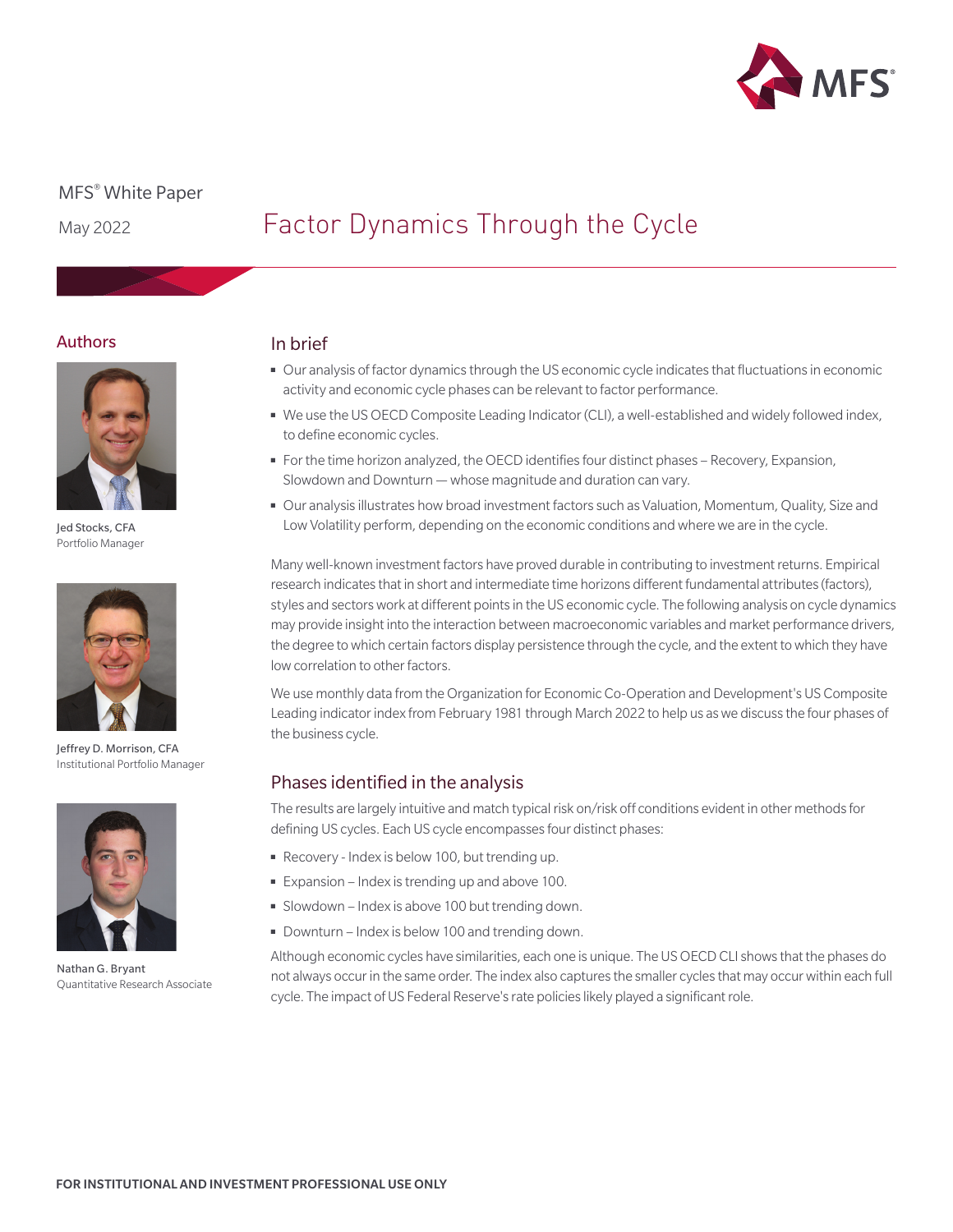MFS® White Paper

May 2022

# Factor Dynamics Through the Cycle

## Authors

Jed Stocks, CFA
Portfolio Manager

Jeffrey D. Morrison, CFA
Institutional Portfolio Manager

Nathan G. Bryant
Quantitative Research Associate

## In brief

- Our analysis of factor dynamics through the US economic cycle indicates that fluctuations in economic activity and economic cycle phases can be relevant to factor performance.
- We use the US OECD Composite Leading Indicator (CLI), a well-established and widely followed index, to define economic cycles.
- For the time horizon analyzed, the OECD identifies four distinct phases – Recovery, Expansion, Slowdown and Downturn — whose magnitude and duration can vary.
- Our analysis illustrates how broad investment factors such as Valuation, Momentum, Quality, Size and Low Volatility perform, depending on the economic conditions and where we are in the cycle.

Many well-known investment factors have proved durable in contributing to investment returns. Empirical research indicates that in short and intermediate time horizons different fundamental attributes (factors), styles and sectors work at different points in the US economic cycle. The following analysis on cycle dynamics may provide insight into the interaction between macroeconomic variables and market performance drivers, the degree to which certain factors display persistence through the cycle, and the extent to which they have low correlation to other factors.

We use monthly data from the Organization for Economic Co-Operation and Development's US Composite Leading indicator index from February 1981 through March 2022 to help us as we discuss the four phases of the business cycle.

## Phases identified in the analysis

The results are largely intuitive and match typical risk on/risk off conditions evident in other methods for defining US cycles. Each US cycle encompasses four distinct phases:

- Recovery - Index is below 100, but trending up.
- Expansion – Index is trending up and above 100.
- Slowdown – Index is above 100 but trending down.
- Downturn – Index is below 100 and trending down.

Although economic cycles have similarities, each one is unique. The US OECD CLI shows that the phases do not always occur in the same order. The index also captures the smaller cycles that may occur within each full cycle. The impact of US Federal Reserve's rate policies likely played a significant role.

FOR INSTITUTIONAL AND INVESTMENT PROFESSIONAL USE ONLY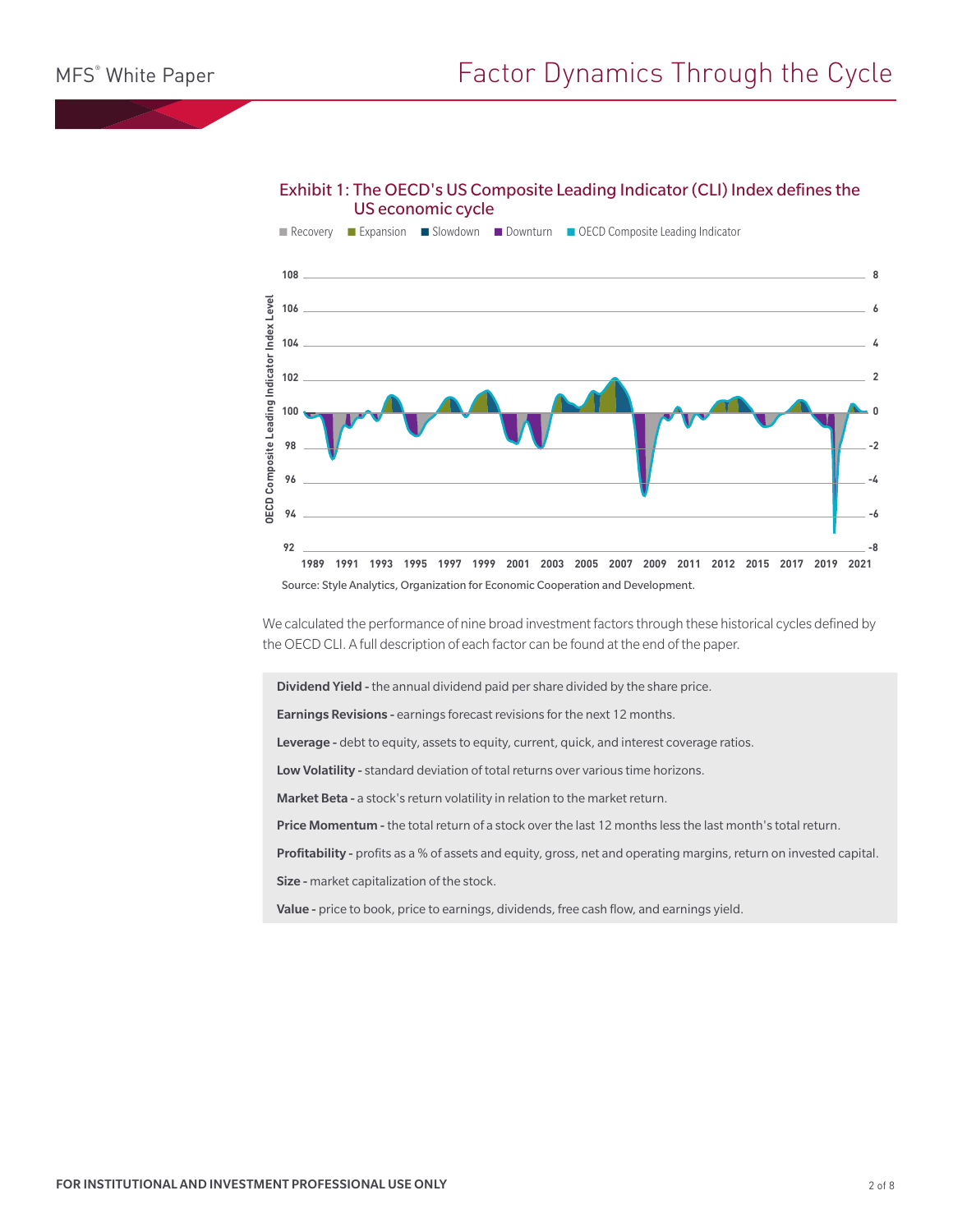### Exhibit 1: The OECD's US Composite Leading Indicator (CLI) Index defines the US economic cycle

Recovery | Expansion | Slowdown | Downturn | OECD Composite Leading Indicator

Source: Style Analytics, Organization for Economic Cooperation and Development.

We calculated the performance of nine broad investment factors through these historical cycles defined by the OECD CLI. A full description of each factor can be found at the end of the paper.

**Dividend Yield -** the annual dividend paid per share divided by the share price.

**Earnings Revisions -** earnings forecast revisions for the next 12 months.

**Leverage -** debt to equity, assets to equity, current, quick, and interest coverage ratios.

**Low Volatility -** standard deviation of total returns over various time horizons.

**Market Beta -** a stock's return volatility in relation to the market return.

**Price Momentum -** the total return of a stock over the last 12 months less the last month's total return.

**Profitability -** profits as a % of assets and equity, gross, net and operating margins, return on invested capital.

**Size -** market capitalization of the stock.

**Value -** price to book, price to earnings, dividends, free cash flow, and earnings yield.

FOR INSTITUTIONAL AND INVESTMENT PROFESSIONAL USE ONLY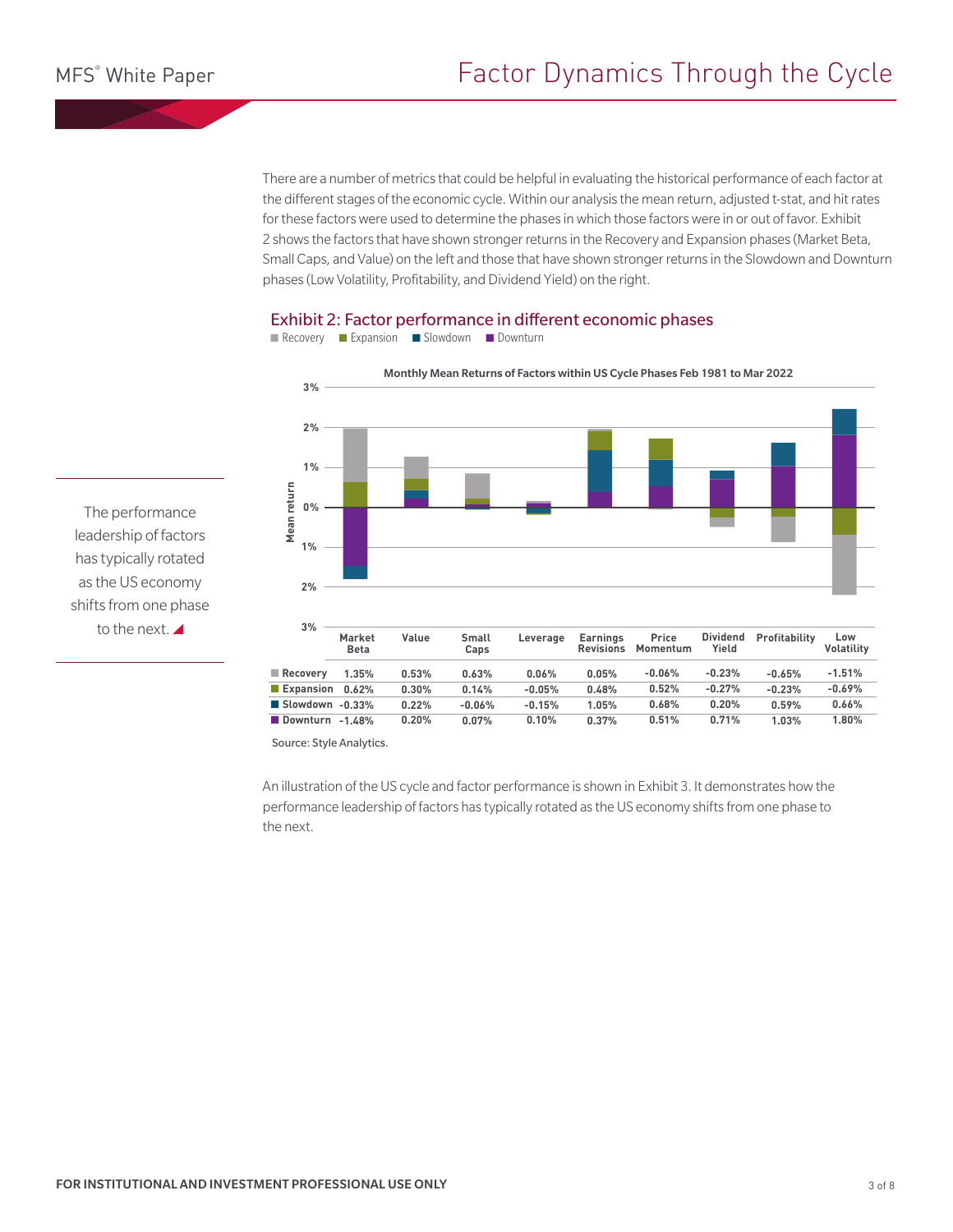There are a number of metrics that could be helpful in evaluating the historical performance of each factor at the different stages of the economic cycle. Within our analysis the mean return, adjusted t-stat, and hit rates for these factors were used to determine the phases in which those factors were in or out of favor. Exhibit 2 shows the factors that have shown stronger returns in the Recovery and Expansion phases (Market Beta, Small Caps, and Value) on the left and those that have shown stronger returns in the Slowdown and Downturn phases (Low Volatility, Profitability, and Dividend Yield) on the right.

The performance leadership of factors has typically rotated as the US economy shifts from one phase to the next.

## Exhibit 2: Factor performance in different economic phases

Monthly Mean Returns of Factors within US Cycle Phases Feb 1981 to Mar 2022

| | Market Beta | Value | Small Caps | Leverage | Earnings Revisions | Price Momentum | Dividend Yield | Profitability | Low Volatility |
|---|---|---|---|---|---|---|---|---|---|
| Recovery | 1.35% | 0.53% | 0.63% | 0.06% | 0.05% | -0.06% | -0.23% | -0.65% | -1.51% |
| Expansion | 0.62% | 0.30% | 0.14% | -0.05% | 0.48% | 0.52% | -0.27% | -0.23% | -0.69% |
| Slowdown | -0.33% | 0.22% | -0.06% | -0.15% | 1.05% | 0.68% | 0.20% | 0.59% | 0.66% |
| Downturn | -1.48% | 0.20% | 0.07% | 0.10% | 0.37% | 0.51% | 0.71% | 1.03% | 1.80% |

Source: Style Analytics.

An illustration of the US cycle and factor performance is shown in Exhibit 3. It demonstrates how the performance leadership of factors has typically rotated as the US economy shifts from one phase to the next.

**FOR INSTITUTIONAL AND INVESTMENT PROFESSIONAL USE ONLY**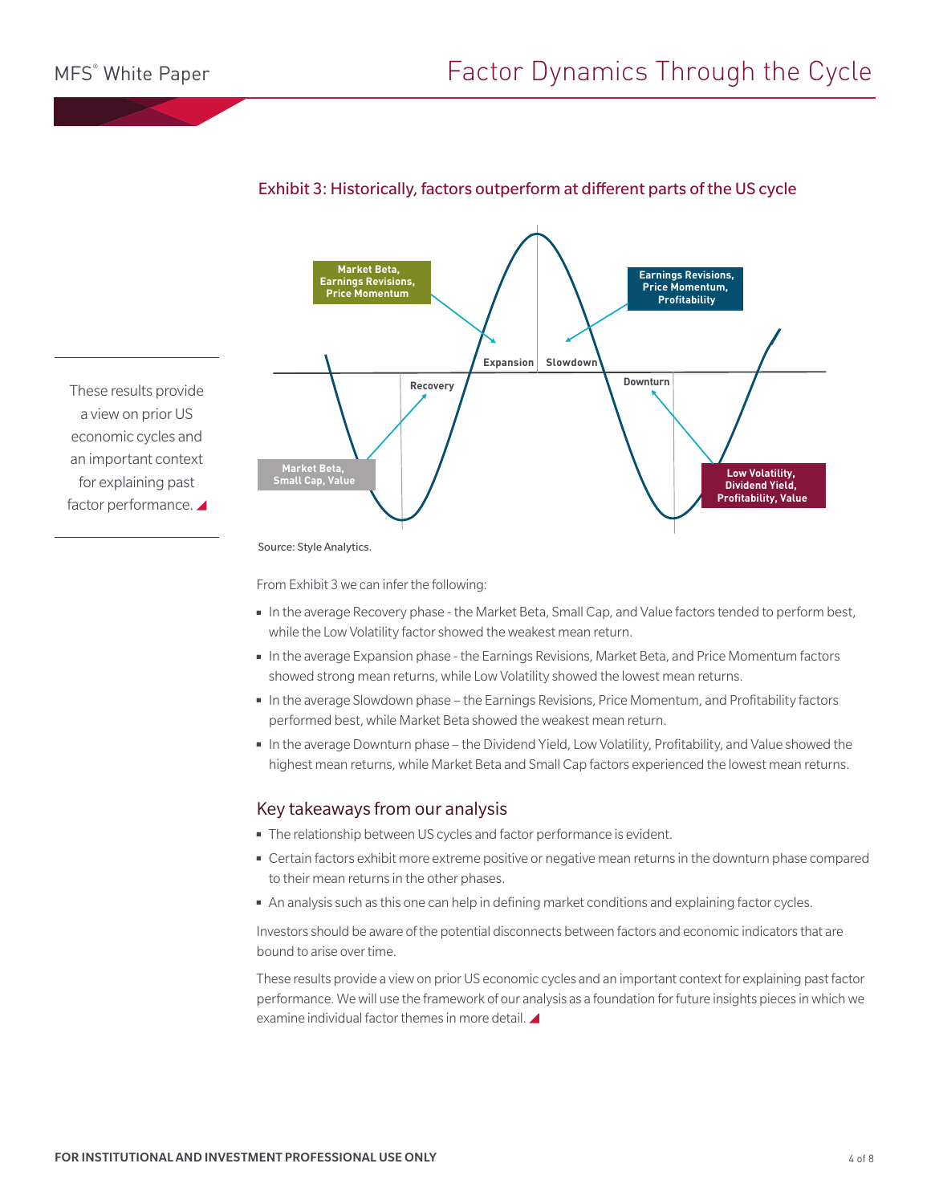### Exhibit 3: Historically, factors outperform at different parts of the US cycle

Market Beta, Earnings Revisions, Price Momentum

Earnings Revisions, Price Momentum, Profitability

Expansion | Slowdown

Recovery

Downturn

Market Beta, Small Cap, Value

Low Volatility, Dividend Yield, Profitability, Value

Source: Style Analytics.

From Exhibit 3 we can infer the following:

- In the average Recovery phase - the Market Beta, Small Cap, and Value factors tended to perform best, while the Low Volatility factor showed the weakest mean return.
- In the average Expansion phase - the Earnings Revisions, Market Beta, and Price Momentum factors showed strong mean returns, while Low Volatility showed the lowest mean returns.
- In the average Slowdown phase – the Earnings Revisions, Price Momentum, and Profitability factors performed best, while Market Beta showed the weakest mean return.
- In the average Downturn phase – the Dividend Yield, Low Volatility, Profitability, and Value showed the highest mean returns, while Market Beta and Small Cap factors experienced the lowest mean returns.

## Key takeaways from our analysis

- The relationship between US cycles and factor performance is evident.
- Certain factors exhibit more extreme positive or negative mean returns in the downturn phase compared to their mean returns in the other phases.
- An analysis such as this one can help in defining market conditions and explaining factor cycles.

Investors should be aware of the potential disconnects between factors and economic indicators that are bound to arise over time.

These results provide a view on prior US economic cycles and an important context for explaining past factor performance. We will use the framework of our analysis as a foundation for future insights pieces in which we examine individual factor themes in more detail.

> These results provide a view on prior US economic cycles and an important context for explaining past factor performance.

FOR INSTITUTIONAL AND INVESTMENT PROFESSIONAL USE ONLY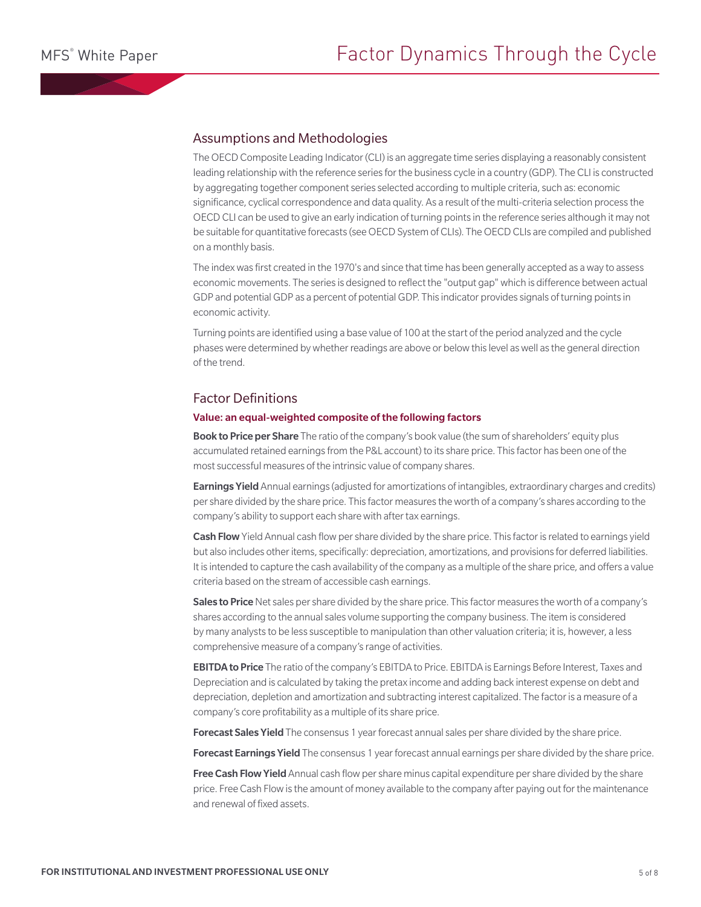## Assumptions and Methodologies

The OECD Composite Leading Indicator (CLI) is an aggregate time series displaying a reasonably consistent leading relationship with the reference series for the business cycle in a country (GDP). The CLI is constructed by aggregating together component series selected according to multiple criteria, such as: economic significance, cyclical correspondence and data quality. As a result of the multi-criteria selection process the OECD CLI can be used to give an early indication of turning points in the reference series although it may not be suitable for quantitative forecasts (see OECD System of CLIs). The OECD CLIs are compiled and published on a monthly basis.

The index was first created in the 1970's and since that time has been generally accepted as a way to assess economic movements. The series is designed to reflect the "output gap" which is difference between actual GDP and potential GDP as a percent of potential GDP. This indicator provides signals of turning points in economic activity.

Turning points are identified using a base value of 100 at the start of the period analyzed and the cycle phases were determined by whether readings are above or below this level as well as the general direction of the trend.

## Factor Definitions

**Value: an equal-weighted composite of the following factors**

**Book to Price per Share** The ratio of the company's book value (the sum of shareholders' equity plus accumulated retained earnings from the P&L account) to its share price. This factor has been one of the most successful measures of the intrinsic value of company shares.

**Earnings Yield** Annual earnings (adjusted for amortizations of intangibles, extraordinary charges and credits) per share divided by the share price. This factor measures the worth of a company's shares according to the company's ability to support each share with after tax earnings.

**Cash Flow** Yield Annual cash flow per share divided by the share price. This factor is related to earnings yield but also includes other items, specifically: depreciation, amortizations, and provisions for deferred liabilities. It is intended to capture the cash availability of the company as a multiple of the share price, and offers a value criteria based on the stream of accessible cash earnings.

**Sales to Price** Net sales per share divided by the share price. This factor measures the worth of a company's shares according to the annual sales volume supporting the company business. The item is considered by many analysts to be less susceptible to manipulation than other valuation criteria; it is, however, a less comprehensive measure of a company's range of activities.

**EBITDA to Price** The ratio of the company's EBITDA to Price. EBITDA is Earnings Before Interest, Taxes and Depreciation and is calculated by taking the pretax income and adding back interest expense on debt and depreciation, depletion and amortization and subtracting interest capitalized. The factor is a measure of a company's core profitability as a multiple of its share price.

**Forecast Sales Yield** The consensus 1 year forecast annual sales per share divided by the share price.

**Forecast Earnings Yield** The consensus 1 year forecast annual earnings per share divided by the share price.

**Free Cash Flow Yield** Annual cash flow per share minus capital expenditure per share divided by the share price. Free Cash Flow is the amount of money available to the company after paying out for the maintenance and renewal of fixed assets.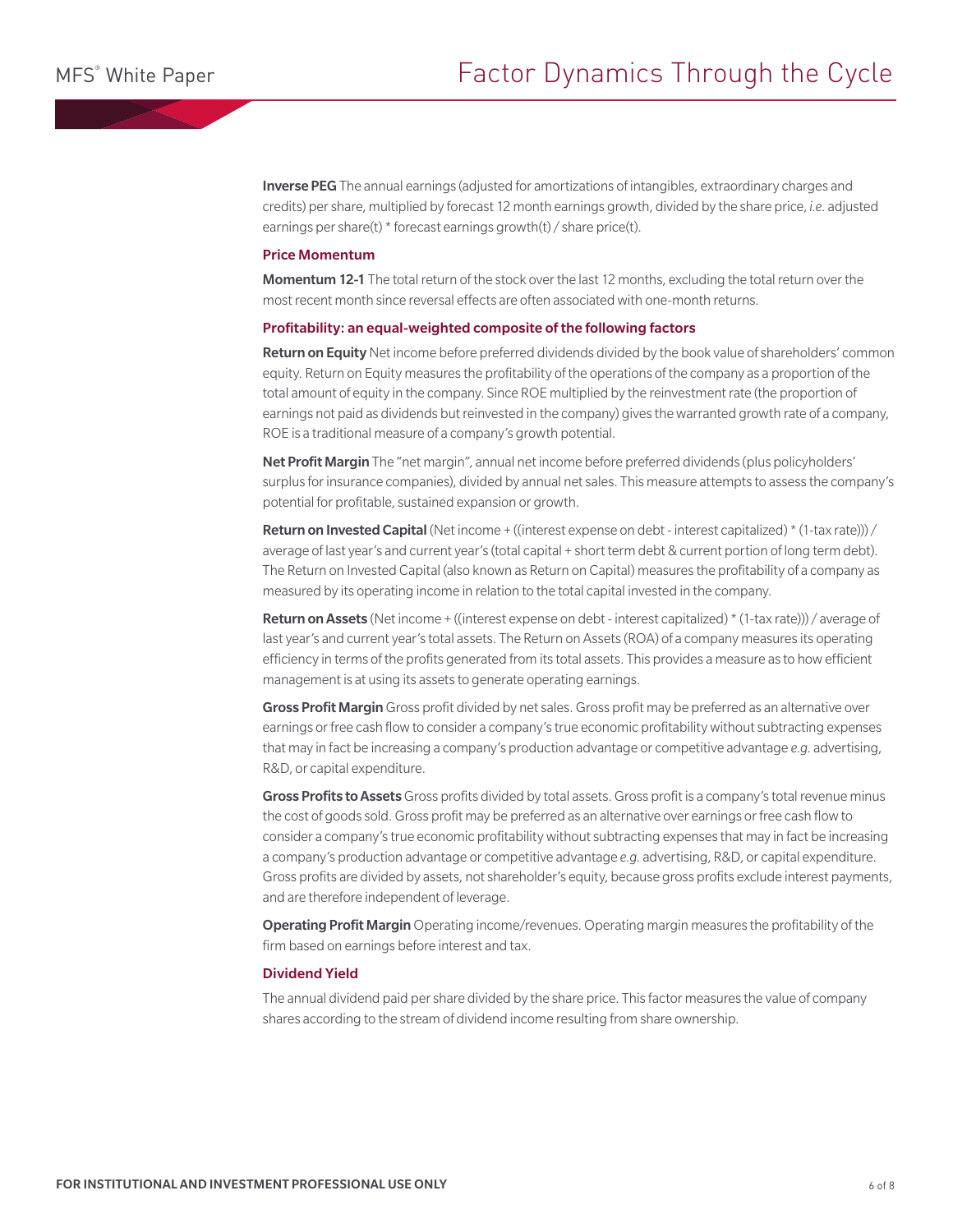**Inverse PEG** The annual earnings (adjusted for amortizations of intangibles, extraordinary charges and credits) per share, multiplied by forecast 12 month earnings growth, divided by the share price, *i.e.* adjusted earnings per share(t) * forecast earnings growth(t) / share price(t).

### Price Momentum

**Momentum 12-1** The total return of the stock over the last 12 months, excluding the total return over the most recent month since reversal effects are often associated with one-month returns.

### Profitability: an equal-weighted composite of the following factors

**Return on Equity** Net income before preferred dividends divided by the book value of shareholders' common equity. Return on Equity measures the profitability of the operations of the company as a proportion of the total amount of equity in the company. Since ROE multiplied by the reinvestment rate (the proportion of earnings not paid as dividends but reinvested in the company) gives the warranted growth rate of a company, ROE is a traditional measure of a company's growth potential.

**Net Profit Margin** The "net margin", annual net income before preferred dividends (plus policyholders' surplus for insurance companies), divided by annual net sales. This measure attempts to assess the company's potential for profitable, sustained expansion or growth.

**Return on Invested Capital** (Net income + ((interest expense on debt - interest capitalized) * (1-tax rate))) / average of last year's and current year's (total capital + short term debt & current portion of long term debt). The Return on Invested Capital (also known as Return on Capital) measures the profitability of a company as measured by its operating income in relation to the total capital invested in the company.

**Return on Assets** (Net income + ((interest expense on debt - interest capitalized) * (1-tax rate))) / average of last year's and current year's total assets. The Return on Assets (ROA) of a company measures its operating efficiency in terms of the profits generated from its total assets. This provides a measure as to how efficient management is at using its assets to generate operating earnings.

**Gross Profit Margin** Gross profit divided by net sales. Gross profit may be preferred as an alternative over earnings or free cash flow to consider a company's true economic profitability without subtracting expenses that may in fact be increasing a company's production advantage or competitive advantage *e.g.* advertising, R&D, or capital expenditure.

**Gross Profits to Assets** Gross profits divided by total assets. Gross profit is a company's total revenue minus the cost of goods sold. Gross profit may be preferred as an alternative over earnings or free cash flow to consider a company's true economic profitability without subtracting expenses that may in fact be increasing a company's production advantage or competitive advantage *e.g.* advertising, R&D, or capital expenditure. Gross profits are divided by assets, not shareholder's equity, because gross profits exclude interest payments, and are therefore independent of leverage.

**Operating Profit Margin** Operating income/revenues. Operating margin measures the profitability of the firm based on earnings before interest and tax.

### Dividend Yield

The annual dividend paid per share divided by the share price. This factor measures the value of company shares according to the stream of dividend income resulting from share ownership.

**FOR INSTITUTIONAL AND INVESTMENT PROFESSIONAL USE ONLY**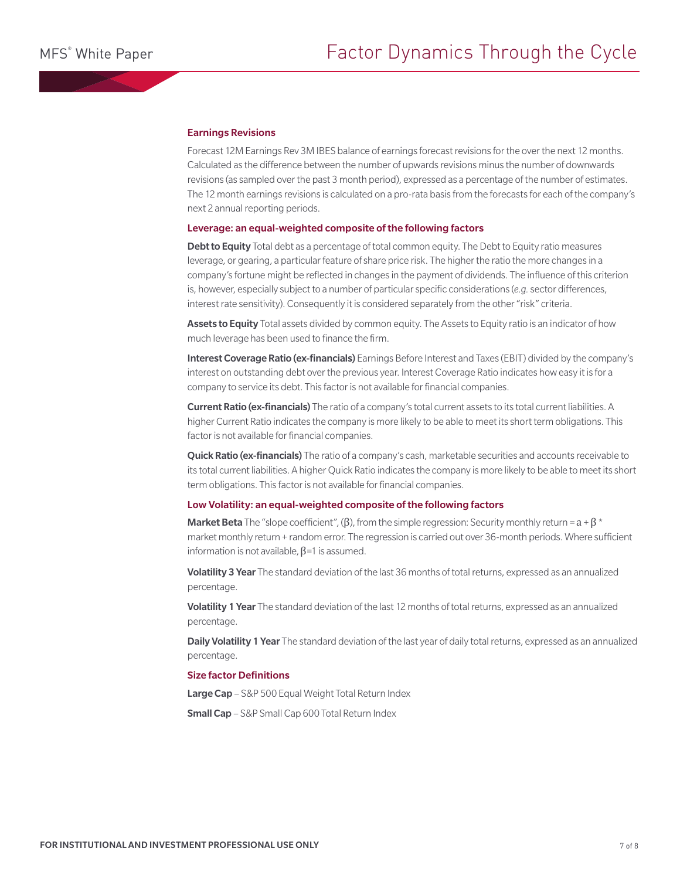### Earnings Revisions

Forecast 12M Earnings Rev 3M IBES balance of earnings forecast revisions for the over the next 12 months. Calculated as the difference between the number of upwards revisions minus the number of downwards revisions (as sampled over the past 3 month period), expressed as a percentage of the number of estimates. The 12 month earnings revisions is calculated on a pro-rata basis from the forecasts for each of the company's next 2 annual reporting periods.

### Leverage: an equal-weighted composite of the following factors

**Debt to Equity** Total debt as a percentage of total common equity. The Debt to Equity ratio measures leverage, or gearing, a particular feature of share price risk. The higher the ratio the more changes in a company's fortune might be reflected in changes in the payment of dividends. The influence of this criterion is, however, especially subject to a number of particular specific considerations (*e.g.* sector differences, interest rate sensitivity). Consequently it is considered separately from the other "risk" criteria.

**Assets to Equity** Total assets divided by common equity. The Assets to Equity ratio is an indicator of how much leverage has been used to finance the firm.

**Interest Coverage Ratio (ex-financials)** Earnings Before Interest and Taxes (EBIT) divided by the company's interest on outstanding debt over the previous year. Interest Coverage Ratio indicates how easy it is for a company to service its debt. This factor is not available for financial companies.

**Current Ratio (ex-financials)** The ratio of a company's total current assets to its total current liabilities. A higher Current Ratio indicates the company is more likely to be able to meet its short term obligations. This factor is not available for financial companies.

**Quick Ratio (ex-financials)** The ratio of a company's cash, marketable securities and accounts receivable to its total current liabilities. A higher Quick Ratio indicates the company is more likely to be able to meet its short term obligations. This factor is not available for financial companies.

### Low Volatility: an equal-weighted composite of the following factors

**Market Beta** The "slope coefficient", ($\beta$), from the simple regression: Security monthly return = $a + \beta$ * market monthly return + random error. The regression is carried out over 36-month periods. Where sufficient information is not available, $\beta$=1 is assumed.

**Volatility 3 Year** The standard deviation of the last 36 months of total returns, expressed as an annualized percentage.

**Volatility 1 Year** The standard deviation of the last 12 months of total returns, expressed as an annualized percentage.

**Daily Volatility 1 Year** The standard deviation of the last year of daily total returns, expressed as an annualized percentage.

### Size factor Definitions

**Large Cap** – S&P 500 Equal Weight Total Return Index

**Small Cap** – S&P Small Cap 600 Total Return Index

**FOR INSTITUTIONAL AND INVESTMENT PROFESSIONAL USE ONLY**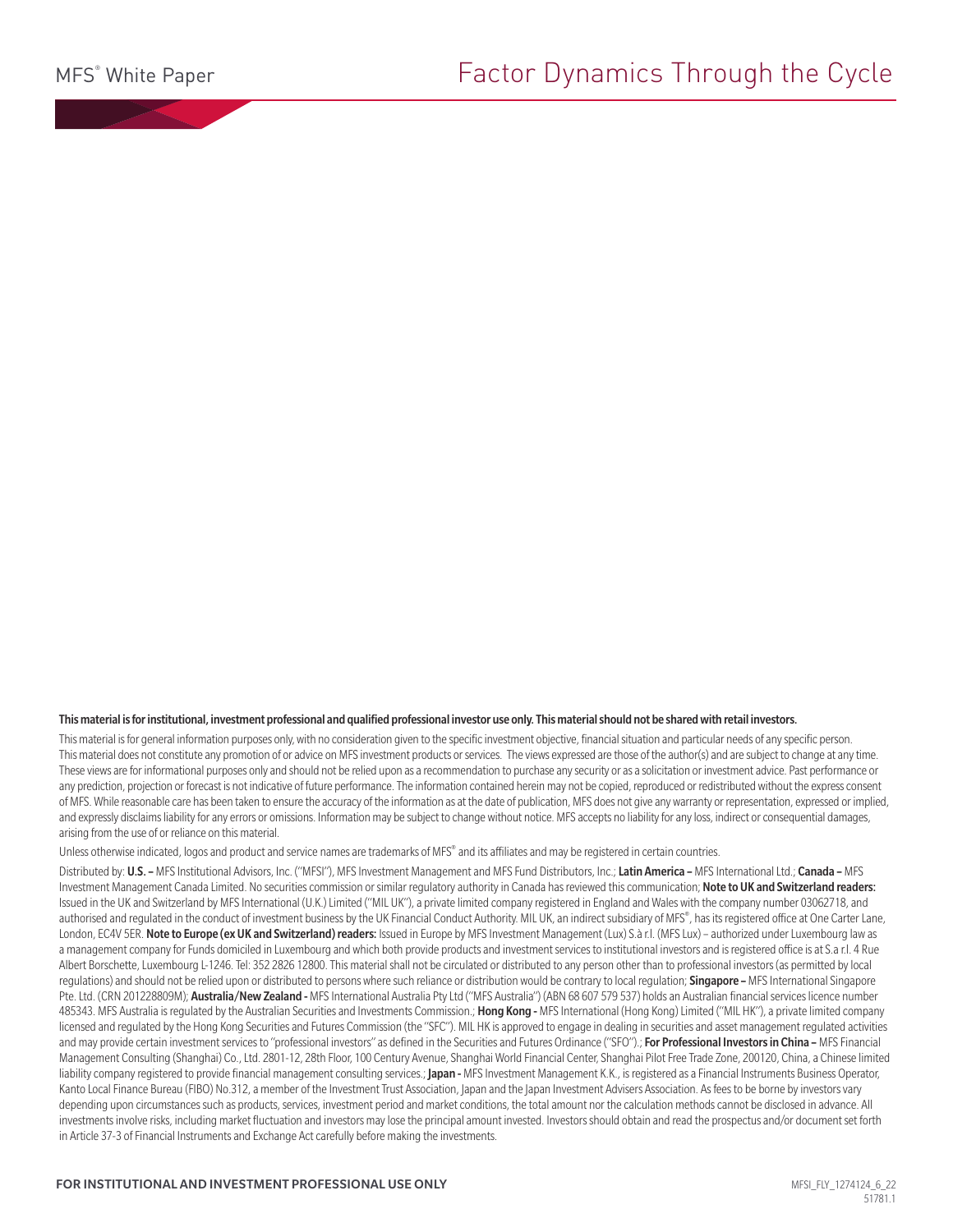**This material is for institutional, investment professional and qualified professional investor use only. This material should not be shared with retail investors.**

This material is for general information purposes only, with no consideration given to the specific investment objective, financial situation and particular needs of any specific person. This material does not constitute any promotion of or advice on MFS investment products or services. The views expressed are those of the author(s) and are subject to change at any time. These views are for informational purposes only and should not be relied upon as a recommendation to purchase any security or as a solicitation or investment advice. Past performance or any prediction, projection or forecast is not indicative of future performance. The information contained herein may not be copied, reproduced or redistributed without the express consent of MFS. While reasonable care has been taken to ensure the accuracy of the information as at the date of publication, MFS does not give any warranty or representation, expressed or implied, and expressly disclaims liability for any errors or omissions. Information may be subject to change without notice. MFS accepts no liability for any loss, indirect or consequential damages, arising from the use of or reliance on this material.

Unless otherwise indicated, logos and product and service names are trademarks of MFS® and its affiliates and may be registered in certain countries.

Distributed by: **U.S. –** MFS Institutional Advisors, Inc. ("MFSI"), MFS Investment Management and MFS Fund Distributors, Inc.; **Latin America –** MFS International Ltd.; **Canada –** MFS Investment Management Canada Limited. No securities commission or similar regulatory authority in Canada has reviewed this communication; **Note to UK and Switzerland readers:** Issued in the UK and Switzerland by MFS International (U.K.) Limited ("MIL UK"), a private limited company registered in England and Wales with the company number 03062718, and authorised and regulated in the conduct of investment business by the UK Financial Conduct Authority. MIL UK, an indirect subsidiary of MFS®, has its registered office at One Carter Lane, London, EC4V 5ER. **Note to Europe (ex UK and Switzerland) readers:** Issued in Europe by MFS Investment Management (Lux) S.à r.l. (MFS Lux) – authorized under Luxembourg law as a management company for Funds domiciled in Luxembourg and which both provide products and investment services to institutional investors and is registered office is at S.a r.l. 4 Rue Albert Borschette, Luxembourg L-1246. Tel: 352 2826 12800. This material shall not be circulated or distributed to any person other than to professional investors (as permitted by local regulations) and should not be relied upon or distributed to persons where such reliance or distribution would be contrary to local regulation; **Singapore –** MFS International Singapore Pte. Ltd. (CRN 201228809M); **Australia/New Zealand -** MFS International Australia Pty Ltd ("MFS Australia") (ABN 68 607 579 537) holds an Australian financial services licence number 485343. MFS Australia is regulated by the Australian Securities and Investments Commission.; **Hong Kong -** MFS International (Hong Kong) Limited ("MIL HK"), a private limited company licensed and regulated by the Hong Kong Securities and Futures Commission (the "SFC"). MIL HK is approved to engage in dealing in securities and asset management regulated activities and may provide certain investment services to "professional investors" as defined in the Securities and Futures Ordinance ("SFO").; **For Professional Investors in China –** MFS Financial Management Consulting (Shanghai) Co., Ltd. 2801-12, 28th Floor, 100 Century Avenue, Shanghai World Financial Center, Shanghai Pilot Free Trade Zone, 200120, China, a Chinese limited liability company registered to provide financial management consulting services.; **Japan -** MFS Investment Management K.K., is registered as a Financial Instruments Business Operator, Kanto Local Finance Bureau (FIBO) No.312, a member of the Investment Trust Association, Japan and the Japan Investment Advisers Association. As fees to be borne by investors vary depending upon circumstances such as products, services, investment period and market conditions, the total amount nor the calculation methods cannot be disclosed in advance. All investments involve risks, including market fluctuation and investors may lose the principal amount invested. Investors should obtain and read the prospectus and/or document set forth in Article 37-3 of Financial Instruments and Exchange Act carefully before making the investments.

**FOR INSTITUTIONAL AND INVESTMENT PROFESSIONAL USE ONLY**

MFSI_FLY_1274124_6_22
51781.1